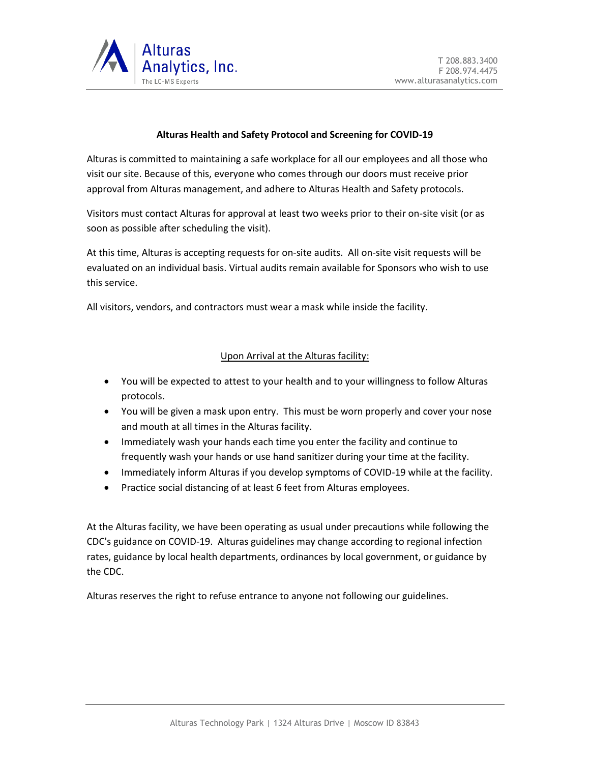## Alturas Health and Safety Protocol and Screening for COVID-19

Alturas is committed to maintaining a safe workplace for all our employees and all those who visit our site. Because of this, everyone who comes through our doors must receive prior approval from Alturas management, and adhere to Alturas Health and Safety protocols.

Visitors must contact Alturas for approval at least two weeks prior to their on-site visit (or as soon as possible after scheduling the visit).

At this time, Alturas is accepting requests for on-site audits. All on-site visit requests will be evaluated on an individual basis. Virtual audits remain available for Sponsors who wish to use this service.

All visitors, vendors, and contractors must wear a mask while inside the facility.

### Upon Arrival at the Alturas facility:

- You will be expected to attest to your health and to your willingness to follow Alturas protocols.
- You will be given a mask upon entry. This must be worn properly and cover your nose and mouth at all times in the Alturas facility.
- Immediately wash your hands each time you enter the facility and continue to frequently wash your hands or use hand sanitizer during your time at the facility.
- Immediately inform Alturas if you develop symptoms of COVID-19 while at the facility.
- Practice social distancing of at least 6 feet from Alturas employees.

At the Alturas facility, we have been operating as usual under precautions while following the CDC's guidance on COVID-19. Alturas guidelines may change according to regional infection rates, guidance by local health departments, ordinances by local government, or guidance by the CDC.

Alturas reserves the right to refuse entrance to anyone not following our guidelines.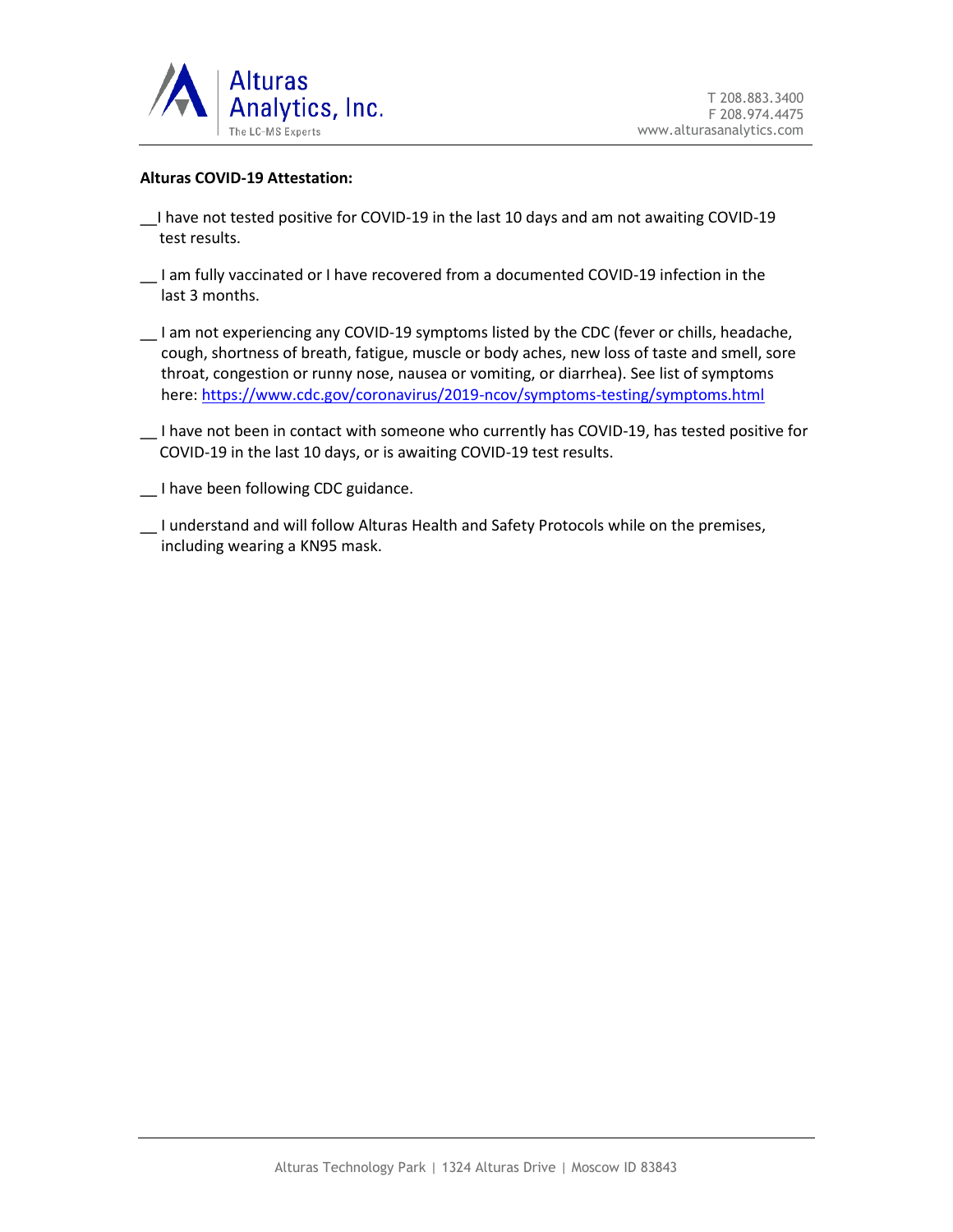**Alturas COVID-19 Attestation:**

__I have not tested positive for COVID-19 in the last 10 days and am not awaiting COVID-19 test results.

__ I am fully vaccinated or I have recovered from a documented COVID-19 infection in the last 3 months.

__ I am not experiencing any COVID-19 symptoms listed by the CDC (fever or chills, headache, cough, shortness of breath, fatigue, muscle or body aches, new loss of taste and smell, sore throat, congestion or runny nose, nausea or vomiting, or diarrhea). See list of symptoms here: https://www.cdc.gov/coronavirus/2019-ncov/symptoms-testing/symptoms.html

__ I have not been in contact with someone who currently has COVID-19, has tested positive for COVID-19 in the last 10 days, or is awaiting COVID-19 test results.

__ I have been following CDC guidance.

__ I understand and will follow Alturas Health and Safety Protocols while on the premises, including wearing a KN95 mask.